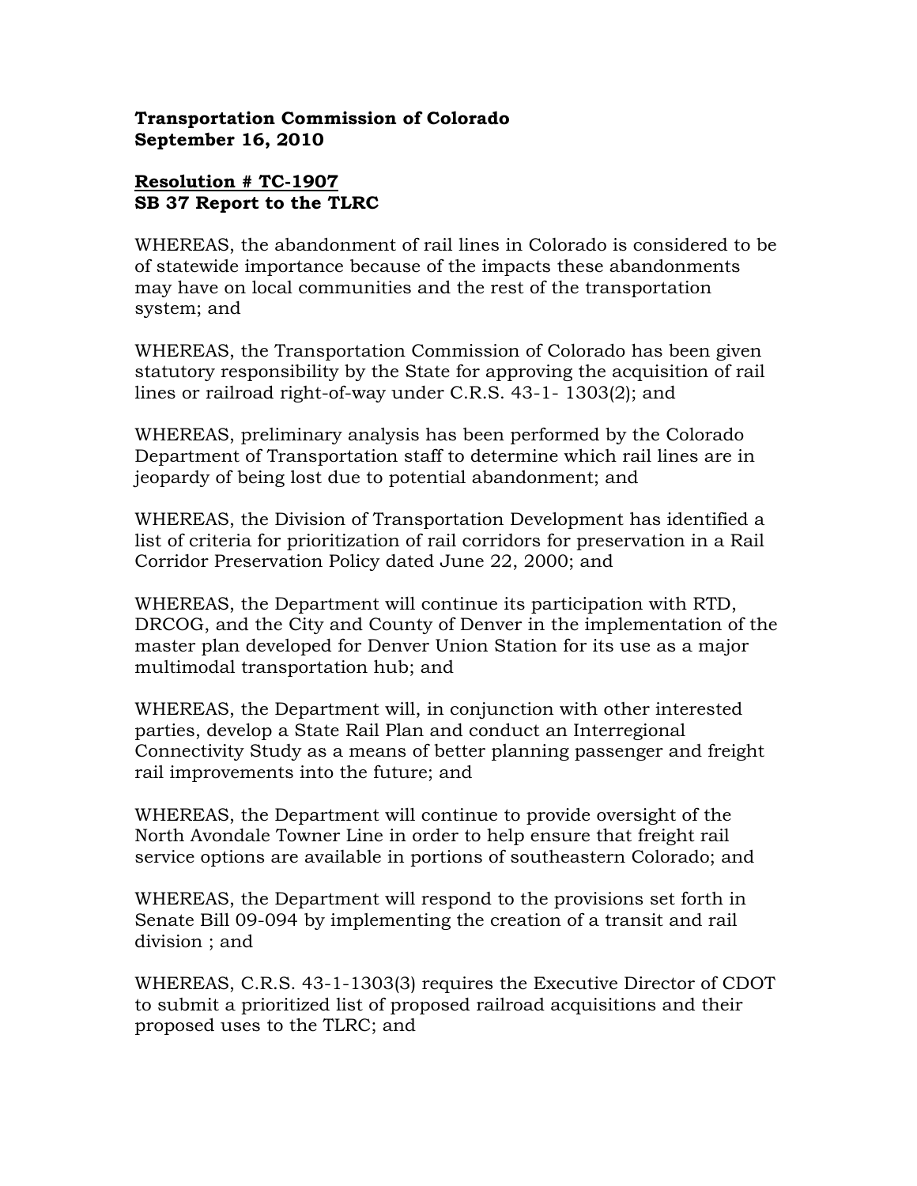**Transportation Commission of Colorado**
**September 16, 2010**

**<u>Resolution # TC-1907</u>**
**SB 37 Report to the TLRC**

WHEREAS, the abandonment of rail lines in Colorado is considered to be of statewide importance because of the impacts these abandonments may have on local communities and the rest of the transportation system; and

WHEREAS, the Transportation Commission of Colorado has been given statutory responsibility by the State for approving the acquisition of rail lines or railroad right-of-way under C.R.S. 43-1- 1303(2); and

WHEREAS, preliminary analysis has been performed by the Colorado Department of Transportation staff to determine which rail lines are in jeopardy of being lost due to potential abandonment; and

WHEREAS, the Division of Transportation Development has identified a list of criteria for prioritization of rail corridors for preservation in a Rail Corridor Preservation Policy dated June 22, 2000; and

WHEREAS, the Department will continue its participation with RTD, DRCOG, and the City and County of Denver in the implementation of the master plan developed for Denver Union Station for its use as a major multimodal transportation hub; and

WHEREAS, the Department will, in conjunction with other interested parties, develop a State Rail Plan and conduct an Interregional Connectivity Study as a means of better planning passenger and freight rail improvements into the future; and

WHEREAS, the Department will continue to provide oversight of the North Avondale Towner Line in order to help ensure that freight rail service options are available in portions of southeastern Colorado; and

WHEREAS, the Department will respond to the provisions set forth in Senate Bill 09-094 by implementing the creation of a transit and rail division ; and

WHEREAS, C.R.S. 43-1-1303(3) requires the Executive Director of CDOT to submit a prioritized list of proposed railroad acquisitions and their proposed uses to the TLRC; and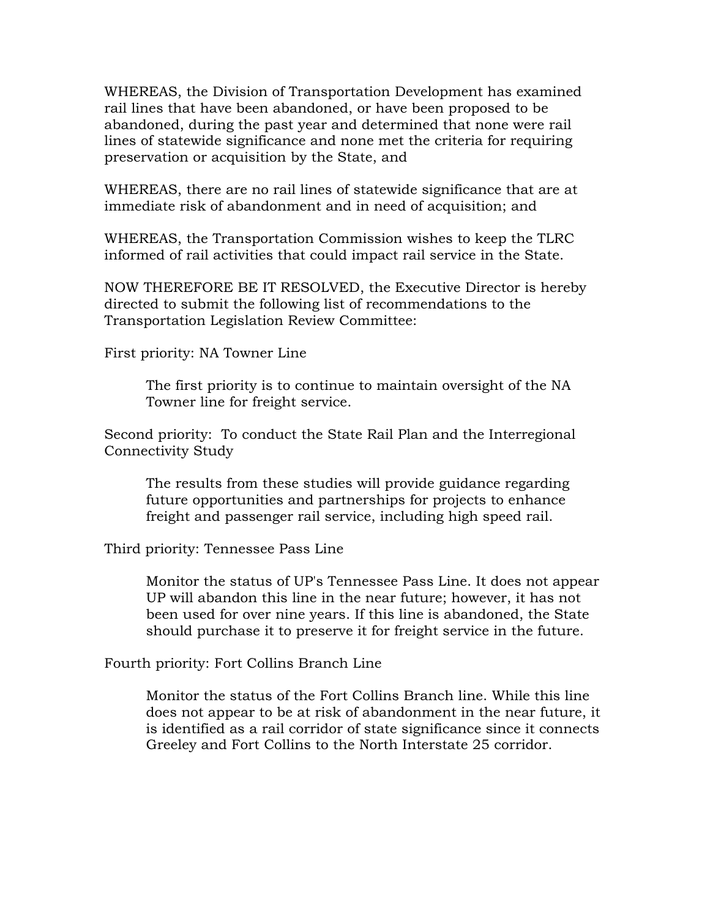WHEREAS, the Division of Transportation Development has examined rail lines that have been abandoned, or have been proposed to be abandoned, during the past year and determined that none were rail lines of statewide significance and none met the criteria for requiring preservation or acquisition by the State, and

WHEREAS, there are no rail lines of statewide significance that are at immediate risk of abandonment and in need of acquisition; and

WHEREAS, the Transportation Commission wishes to keep the TLRC informed of rail activities that could impact rail service in the State.

NOW THEREFORE BE IT RESOLVED, the Executive Director is hereby directed to submit the following list of recommendations to the Transportation Legislation Review Committee:

First priority: NA Towner Line

> The first priority is to continue to maintain oversight of the NA Towner line for freight service.

Second priority: To conduct the State Rail Plan and the Interregional Connectivity Study

> The results from these studies will provide guidance regarding future opportunities and partnerships for projects to enhance freight and passenger rail service, including high speed rail.

Third priority: Tennessee Pass Line

> Monitor the status of UP's Tennessee Pass Line. It does not appear UP will abandon this line in the near future; however, it has not been used for over nine years. If this line is abandoned, the State should purchase it to preserve it for freight service in the future.

Fourth priority: Fort Collins Branch Line

> Monitor the status of the Fort Collins Branch line. While this line does not appear to be at risk of abandonment in the near future, it is identified as a rail corridor of state significance since it connects Greeley and Fort Collins to the North Interstate 25 corridor.